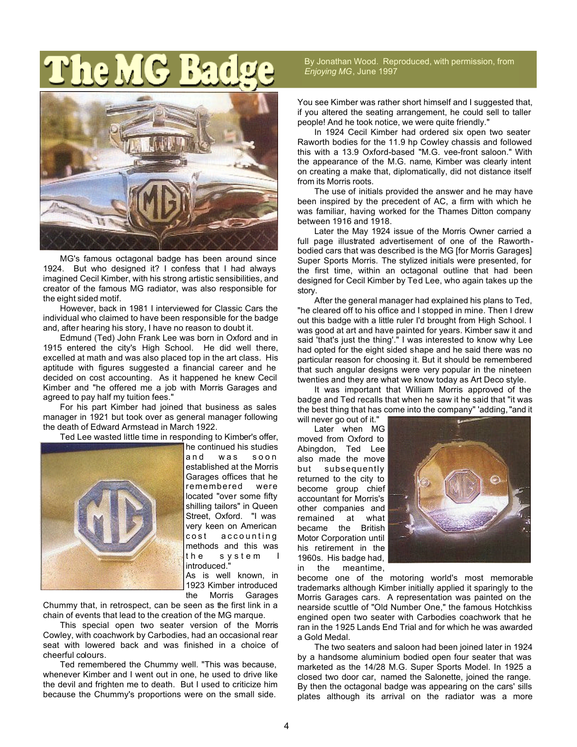# The MG Badge

By Jonathan Wood. Reproduced, with permission, from *Enjoying MG*, June 1997

MG's famous octagonal badge has been around since 1924. But who designed it? I confess that I had always imagined Cecil Kimber, with his strong artistic sensibilities, and creator of the famous MG radiator, was also responsible for the eight sided motif.

However, back in 1981 I interviewed for Classic Cars the individual who claimed to have been responsible for the badge and, after hearing his story, I have no reason to doubt it.

Edmund (Ted) John Frank Lee was born in Oxford and in 1915 entered the city's High School. He did well there, excelled at math and was also placed top in the art class. His aptitude with figures suggested a financial career and he decided on cost accounting. As it happened he knew Cecil Kimber and "he offered me a job with Morris Garages and agreed to pay half my tuition fees."

For his part Kimber had joined that business as sales manager in 1921 but took over as general manager following the death of Edward Armstead in March 1922.

Ted Lee wasted little time in responding to Kimber's offer, he continued his studies and was soon established at the Morris Garages offices that he remembered were located "over some fifty shilling tailors" in Queen Street, Oxford. "I was very keen on American cost accounting methods and this was the system I introduced."

As is well known, in 1923 Kimber introduced the Morris Garages Chummy that, in retrospect, can be seen as the first link in a chain of events that lead to the creation of the MG marque.

This special open two seater version of the Morris Cowley, with coachwork by Carbodies, had an occasional rear seat with lowered back and was finished in a choice of cheerful colours.

Ted remembered the Chummy well. "This was because, whenever Kimber and I went out in one, he used to drive like the devil and frighten me to death. But I used to criticize him because the Chummy's proportions were on the small side. You see Kimber was rather short himself and I suggested that, if you altered the seating arrangement, he could sell to taller people! And he took notice, we were quite friendly."

In 1924 Cecil Kimber had ordered six open two seater Raworth bodies for the 11.9 hp Cowley chassis and followed this with a 13.9 Oxford-based "M.G. vee-front saloon." With the appearance of the M.G. name, Kimber was clearly intent on creating a make that, diplomatically, did not distance itself from its Morris roots.

The use of initials provided the answer and he may have been inspired by the precedent of AC, a firm with which he was familiar, having worked for the Thames Ditton company between 1916 and 1918.

Later the May 1924 issue of the Morris Owner carried a full page illustrated advertisement of one of the Raworth-bodied cars that was described is the MG [for Morris Garages] Super Sports Morris. The stylized initials were presented, for the first time, within an octagonal outline that had been designed for Cecil Kimber by Ted Lee, who again takes up the story.

After the general manager had explained his plans to Ted, "he cleared off to his office and I stopped in mine. Then I drew out this badge with a little ruler I'd brought from High School. I was good at art and have painted for years. Kimber saw it and said 'that's just the thing'." I was interested to know why Lee had opted for the eight sided shape and he said there was no particular reason for choosing it. But it should be remembered that such angular designs were very popular in the nineteen twenties and they are what we know today as Art Deco style.

It was important that William Morris approved of the badge and Ted recalls that when he saw it he said that "it was the best thing that has come into the company" 'adding, "and it will never go out of it."

Later when MG moved from Oxford to Abingdon, Ted Lee also made the move but subsequently returned to the city to become group chief accountant for Morris's other companies and remained at what became the British Motor Corporation until his retirement in the 1960s. His badge had, in the meantime, become one of the motoring world's most memorable trademarks although Kimber initially applied it sparingly to the Morris Garages cars. A representation was painted on the nearside scuttle of "Old Number One," the famous Hotchkiss engined open two seater with Carbodies coachwork that he ran in the 1925 Lands End Trial and for which he was awarded a Gold Medal.

The two seaters and saloon had been joined later in 1924 by a handsome aluminium bodied open four seater that was marketed as the 14/28 M.G. Super Sports Model. In 1925 a closed two door car, named the Salonette, joined the range. By then the octagonal badge was appearing on the cars' sills plates although its arrival on the radiator was a more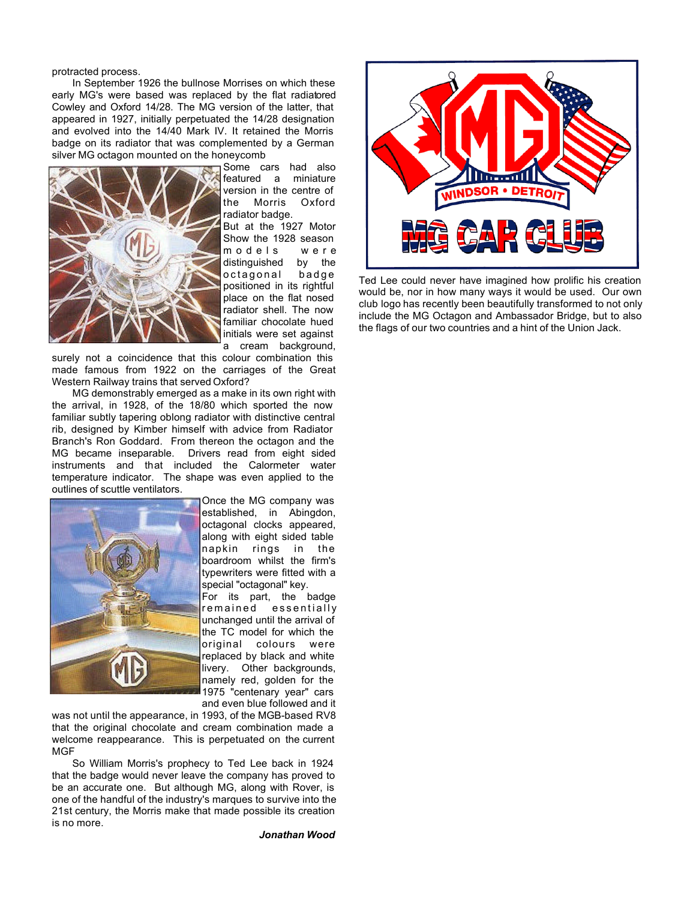protracted process.

In September 1926 the bullnose Morrises on which these early MG's were based was replaced by the flat radiatored Cowley and Oxford 14/28. The MG version of the latter, that appeared in 1927, initially perpetuated the 14/28 designation and evolved into the 14/40 Mark IV. It retained the Morris badge on its radiator that was complemented by a German silver MG octagon mounted on the honeycomb Some cars had also featured a miniature version in the centre of the Morris Oxford radiator badge.

But at the 1927 Motor Show the 1928 season models were distinguished by the octagonal badge positioned in its rightful place on the flat nosed radiator shell. The now familiar chocolate hued initials were set against a cream background, surely not a coincidence that this colour combination this made famous from 1922 on the carriages of the Great Western Railway trains that served Oxford?

MG demonstrably emerged as a make in its own right with the arrival, in 1928, of the 18/80 which sported the now familiar subtly tapering oblong radiator with distinctive central rib, designed by Kimber himself with advice from Radiator Branch's Ron Goddard. From thereon the octagon and the MG became inseparable. Drivers read from eight sided instruments and that included the Calormeter water temperature indicator. The shape was even applied to the outlines of scuttle ventilators.

Once the MG company was established, in Abingdon, octagonal clocks appeared, along with eight sided table napkin rings in the boardroom whilst the firm's typewriters were fitted with a special "octagonal" key.

For its part, the badge remained essentially unchanged until the arrival of the TC model for which the original colours were replaced by black and white livery. Other backgrounds, namely red, golden for the 1975 "centenary year" cars and even blue followed and it was not until the appearance, in 1993, of the MGB-based RV8 that the original chocolate and cream combination made a welcome reappearance. This is perpetuated on the current MGF

So William Morris's prophecy to Ted Lee back in 1924 that the badge would never leave the company has proved to be an accurate one. But although MG, along with Rover, is one of the handful of the industry's marques to survive into the 21st century, the Morris make that made possible its creation is no more.

***Jonathan Wood***

WINDSOR • DETROIT

MG CAR CLUB

Ted Lee could never have imagined how prolific his creation would be, nor in how many ways it would be used. Our own club logo has recently been beautifully transformed to not only include the MG Octagon and Ambassador Bridge, but to also the flags of our two countries and a hint of the Union Jack.